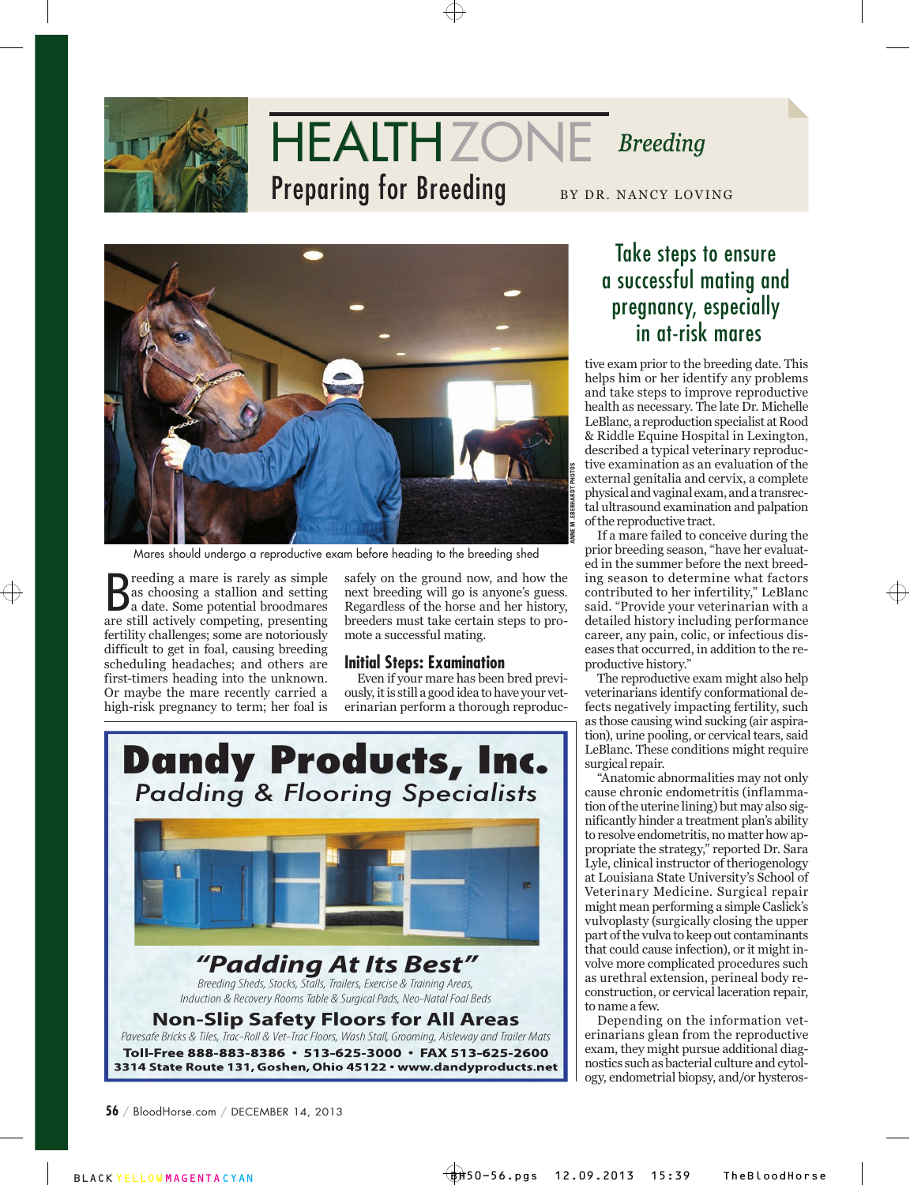# HEALTHZONE Breeding

## Preparing for Breeding

BY DR. NANCY LOVING

Mares should undergo a reproductive exam before heading to the breeding shed

### Take steps to ensure a successful mating and pregnancy, especially in at-risk mares

Breeding a mare is rarely as simple as choosing a stallion and setting a date. Some potential broodmares are still actively competing, presenting fertility challenges; some are notoriously difficult to get in foal, causing breeding scheduling headaches; and others are first-timers heading into the unknown. Or maybe the mare recently carried a high-risk pregnancy to term; her foal is safely on the ground now, and how the next breeding will go is anyone's guess. Regardless of the horse and her history, breeders must take certain steps to promote a successful mating.

### Initial Steps: Examination

Even if your mare has been bred previously, it is still a good idea to have your veterinarian perform a thorough reproductive exam prior to the breeding date. This helps him or her identify any problems and take steps to improve reproductive health as necessary. The late Dr. Michelle LeBlanc, a reproduction specialist at Rood & Riddle Equine Hospital in Lexington, described a typical veterinary reproductive examination as an evaluation of the external genitalia and cervix, a complete physical and vaginal exam, and a transrectal ultrasound examination and palpation of the reproductive tract.

If a mare failed to conceive during the prior breeding season, "have her evaluated in the summer before the next breeding season to determine what factors contributed to her infertility," LeBlanc said. "Provide your veterinarian with a detailed history including performance career, any pain, colic, or infectious diseases that occurred, in addition to the reproductive history."

The reproductive exam might also help veterinarians identify conformational defects negatively impacting fertility, such as those causing wind sucking (air aspiration), urine pooling, or cervical tears, said LeBlanc. These conditions might require surgical repair.

"Anatomic abnormalities may not only cause chronic endometritis (inflammation of the uterine lining) but may also significantly hinder a treatment plan's ability to resolve endometritis, no matter how appropriate the strategy," reported Dr. Sara Lyle, clinical instructor of theriogenology at Louisiana State University's School of Veterinary Medicine. Surgical repair might mean performing a simple Caslick's vulvoplasty (surgically closing the upper part of the vulva to keep out contaminants that could cause infection), or it might involve more complicated procedures such as urethral extension, perineal body reconstruction, or cervical laceration repair, to name a few.

Depending on the information veterinarians glean from the reproductive exam, they might pursue additional diagnostics such as bacterial culture and cytology, endometrial biopsy, and/or hysteros-

---

**Dandy Products, Inc.**
*Padding & Flooring Specialists*

**"Padding At Its Best"**
*Breeding Sheds, Stocks, Stalls, Trailers, Exercise & Training Areas, Induction & Recovery Rooms Table & Surgical Pads, Neo-Natal Foal Beds*

**Non-Slip Safety Floors for All Areas**
*Pavesafe Bricks & Tiles, Trac-Roll & Vet-Trac Floors, Wash Stall, Grooming, Aisleway and Trailer Mats*

**Toll-Free 888-883-8386 • 513-625-3000 • FAX 513-625-2600**
**3314 State Route 131, Goshen, Ohio 45122 • www.dandyproducts.net**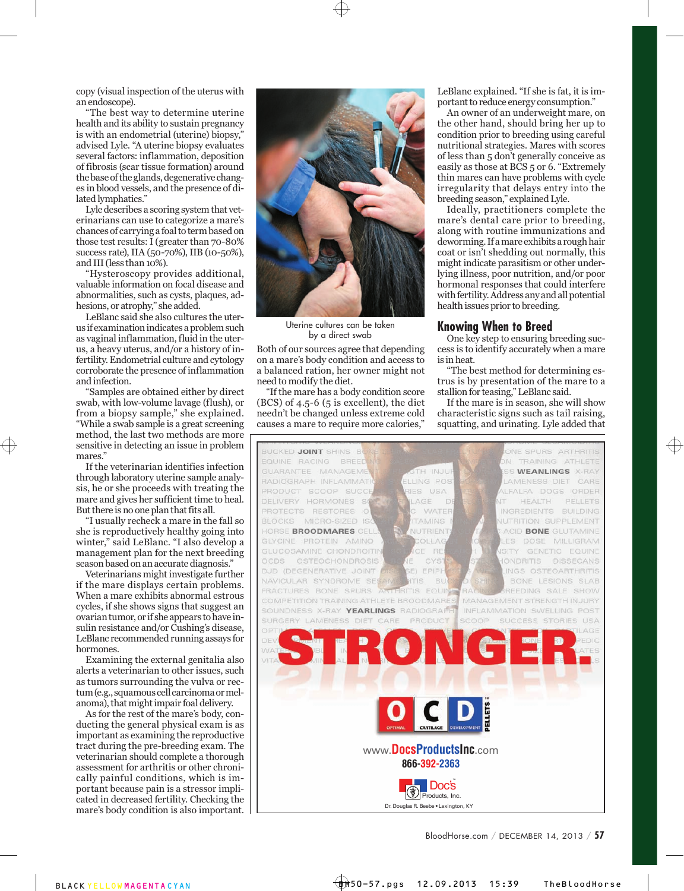copy (visual inspection of the uterus with an endoscope).

"The best way to determine uterine health and its ability to sustain pregnancy is with an endometrial (uterine) biopsy," advised Lyle. "A uterine biopsy evaluates several factors: inflammation, deposition of fibrosis (scar tissue formation) around the base of the glands, degenerative changes in blood vessels, and the presence of dilated lymphatics."

Lyle describes a scoring system that veterinarians can use to categorize a mare's chances of carrying a foal to term based on those test results: I (greater than 70-80% success rate), IIA (50-70%), IIB (10-50%), and III (less than 10%).

"Hysteroscopy provides additional, valuable information on focal disease and abnormalities, such as cysts, plaques, adhesions, or atrophy," she added.

LeBlanc said she also cultures the uterus if examination indicates a problem such as vaginal inflammation, fluid in the uterus, a heavy uterus, and/or a history of infertility. Endometrial culture and cytology corroborate the presence of inflammation and infection.

"Samples are obtained either by direct swab, with low-volume lavage (flush), or from a biopsy sample," she explained. "While a swab sample is a great screening method, the last two methods are more sensitive in detecting an issue in problem mares."

If the veterinarian identifies infection through laboratory uterine sample analysis, he or she proceeds with treating the mare and gives her sufficient time to heal. But there is no one plan that fits all.

"I usually recheck a mare in the fall so she is reproductively healthy going into winter," said LeBlanc. "I also develop a management plan for the next breeding season based on an accurate diagnosis."

Veterinarians might investigate further if the mare displays certain problems. When a mare exhibits abnormal estrous cycles, if she shows signs that suggest an ovarian tumor, or if she appears to have insulin resistance and/or Cushing's disease, LeBlanc recommended running assays for hormones.

Examining the external genitalia also alerts a veterinarian to other issues, such as tumors surrounding the vulva or rectum (e.g., squamous cell carcinoma or melanoma), that might impair foal delivery.

As for the rest of the mare's body, conducting the general physical exam is as important as examining the reproductive tract during the pre-breeding exam. The veterinarian should complete a thorough assessment for arthritis or other chronically painful conditions, which is important because pain is a stressor implicated in decreased fertility. Checking the mare's body condition is also important.

Uterine cultures can be taken by a direct swab

Both of our sources agree that depending on a mare's body condition and access to a balanced ration, her owner might not need to modify the diet.

"If the mare has a body condition score (BCS) of 4.5-6 (5 is excellent), the diet needn't be changed unless extreme cold causes a mare to require more calories," LeBlanc explained. "If she is fat, it is important to reduce energy consumption."

An owner of an underweight mare, on the other hand, should bring her up to condition prior to breeding using careful nutritional strategies. Mares with scores of less than 5 don't generally conceive as easily as those at BCS 5 or 6. "Extremely thin mares can have problems with cycle irregularity that delays entry into the breeding season," explained Lyle.

Ideally, practitioners complete the mare's dental care prior to breeding, along with routine immunizations and deworming. If a mare exhibits a rough hair coat or isn't shedding out normally, this might indicate parasitism or other underlying illness, poor nutrition, and/or poor hormonal responses that could interfere with fertility. Address any and all potential health issues prior to breeding.

## Knowing When to Breed

One key step to ensuring breeding success is to identify accurately when a mare is in heat.

"The best method for determining estrus is by presentation of the mare to a stallion for teasing," LeBlanc said.

If the mare is in season, she will show characteristic signs such as tail raising, squatting, and urinating. Lyle added that

STRONGER.

OCD PELLETS

www.DocsProductsInc.com
866-392-2363

Doc's Products, Inc.
Dr. Douglas R. Beebe • Lexington, KY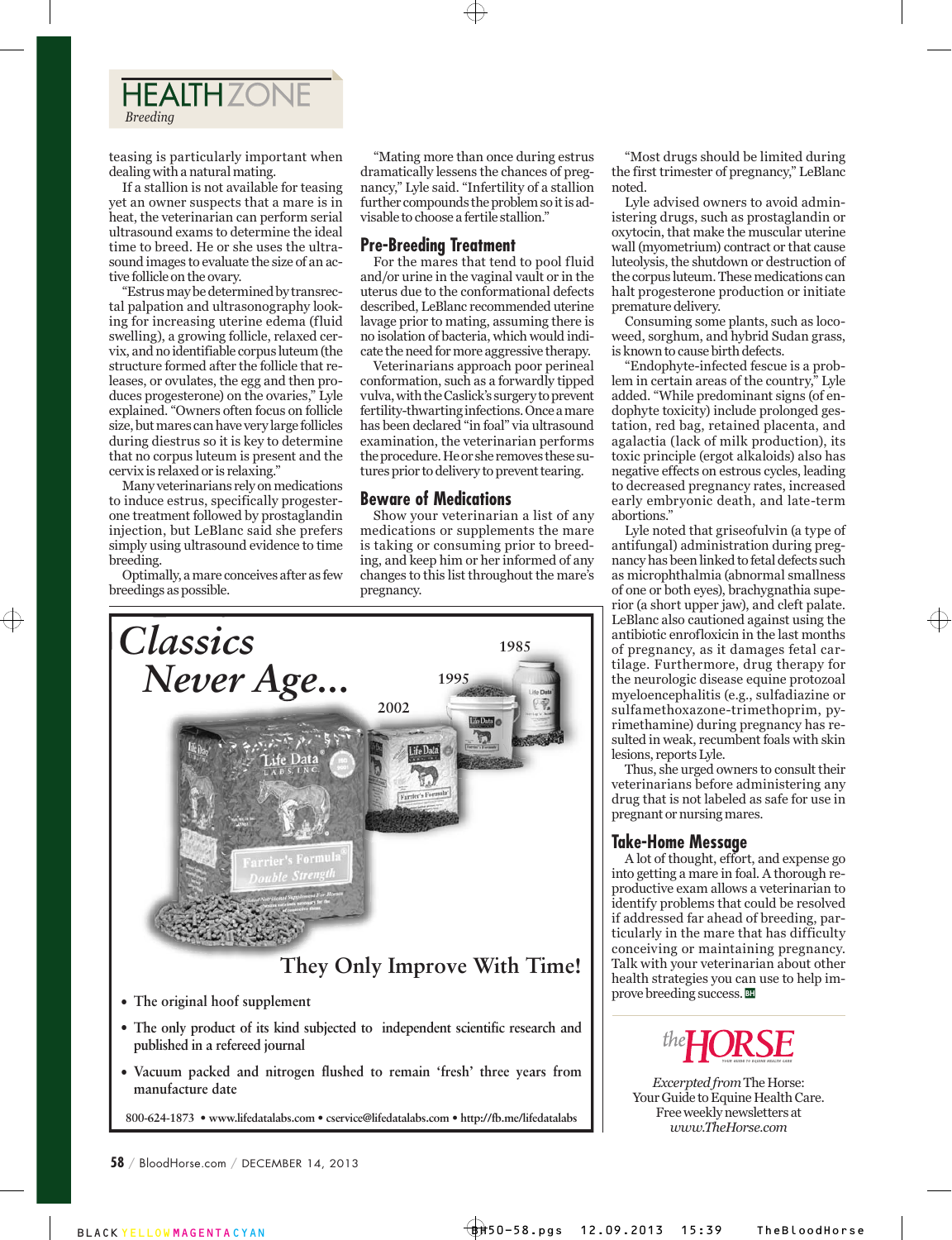teasing is particularly important when dealing with a natural mating.

If a stallion is not available for teasing yet an owner suspects that a mare is in heat, the veterinarian can perform serial ultrasound exams to determine the ideal time to breed. He or she uses the ultrasound images to evaluate the size of an active follicle on the ovary.

"Estrus may be determined by transrectal palpation and ultrasonography looking for increasing uterine edema (fluid swelling), a growing follicle, relaxed cervix, and no identifiable corpus luteum (the structure formed after the follicle that releases, or ovulates, the egg and then produces progesterone) on the ovaries," Lyle explained. "Owners often focus on follicle size, but mares can have very large follicles during diestrus so it is key to determine that no corpus luteum is present and the cervix is relaxed or is relaxing."

Many veterinarians rely on medications to induce estrus, specifically progesterone treatment followed by prostaglandin injection, but LeBlanc said she prefers simply using ultrasound evidence to time breeding.

Optimally, a mare conceives after as few breedings as possible.

"Mating more than once during estrus dramatically lessens the chances of pregnancy," Lyle said. "Infertility of a stallion further compounds the problem so it is advisable to choose a fertile stallion."

## Pre-Breeding Treatment

For the mares that tend to pool fluid and/or urine in the vaginal vault or in the uterus due to the conformational defects described, LeBlanc recommended uterine lavage prior to mating, assuming there is no isolation of bacteria, which would indicate the need for more aggressive therapy.

Veterinarians approach poor perineal conformation, such as a forwardly tipped vulva, with the Caslick's surgery to prevent fertility-thwarting infections. Once a mare has been declared "in foal" via ultrasound examination, the veterinarian performs the procedure. He or she removes these sutures prior to delivery to prevent tearing.

## Beware of Medications

Show your veterinarian a list of any medications or supplements the mare is taking or consuming prior to breeding, and keep him or her informed of any changes to this list throughout the mare's pregnancy.

"Most drugs should be limited during the first trimester of pregnancy," LeBlanc noted.

Lyle advised owners to avoid administering drugs, such as prostaglandin or oxytocin, that make the muscular uterine wall (myometrium) contract or that cause luteolysis, the shutdown or destruction of the corpus luteum. These medications can halt progesterone production or initiate premature delivery.

Consuming some plants, such as locoweed, sorghum, and hybrid Sudan grass, is known to cause birth defects.

"Endophyte-infected fescue is a problem in certain areas of the country," Lyle added. "While predominant signs (of endophyte toxicity) include prolonged gestation, red bag, retained placenta, and agalactia (lack of milk production), its toxic principle (ergot alkaloids) also has negative effects on estrous cycles, leading to decreased pregnancy rates, increased early embryonic death, and late-term abortions."

Lyle noted that griseofulvin (a type of antifungal) administration during pregnancy has been linked to fetal defects such as microphthalmia (abnormal smallness of one or both eyes), brachygnathia superior (a short upper jaw), and cleft palate. LeBlanc also cautioned against using the antibiotic enrofloxicin in the last months of pregnancy, as it damages fetal cartilage. Furthermore, drug therapy for the neurologic disease equine protozoal myeloencephalitis (e.g., sulfadiazine or sulfamethoxazone-trimethoprim, pyrimethamine) during pregnancy has resulted in weak, recumbent foals with skin lesions, reports Lyle.

Thus, she urged owners to consult their veterinarians before administering any drug that is not labeled as safe for use in pregnant or nursing mares.

## Take-Home Message

A lot of thought, effort, and expense go into getting a mare in foal. A thorough reproductive exam allows a veterinarian to identify problems that could be resolved if addressed far ahead of breeding, particularly in the mare that has difficulty conceiving or maintaining pregnancy. Talk with your veterinarian about other health strategies you can use to help improve breeding success. BH

*Excerpted from* The Horse: Your Guide to Equine Health Care. Free weekly newsletters at *www.TheHorse.com*

Classics Never Age...

1985

1995

2002

They Only Improve With Time!

- The original hoof supplement
- The only product of its kind subjected to independent scientific research and published in a refereed journal
- Vacuum packed and nitrogen flushed to remain 'fresh' three years from manufacture date

800-624-1873 • www.lifedatalabs.com • cservice@lifedatalabs.com • http://fb.me/lifedatalabs